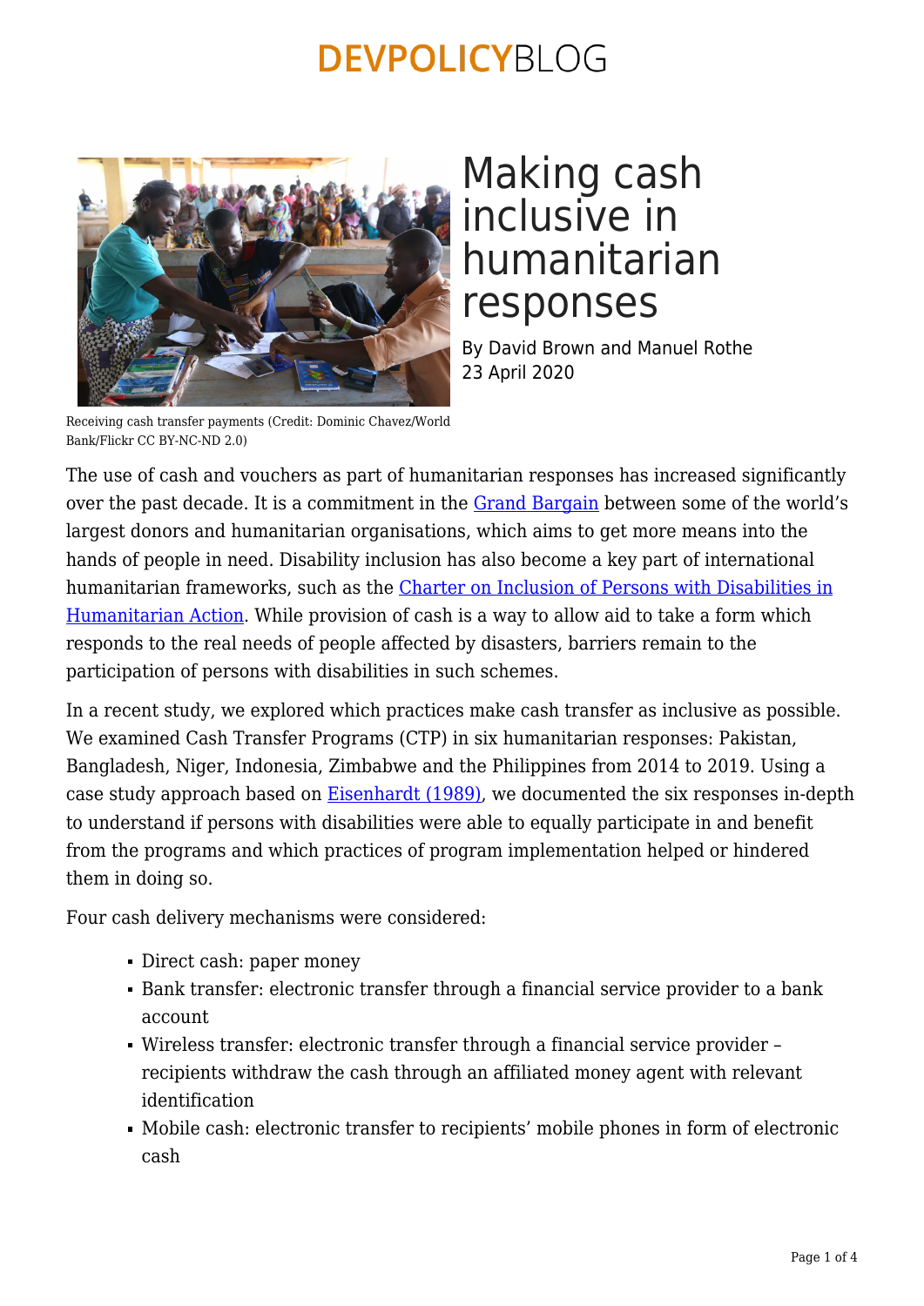# Making cash inclusive in humanitarian responses

By David Brown and Manuel Rothe
23 April 2020

Receiving cash transfer payments (Credit: Dominic Chavez/World Bank/Flickr CC BY-NC-ND 2.0)

The use of cash and vouchers as part of humanitarian responses has increased significantly over the past decade. It is a commitment in the Grand Bargain between some of the world's largest donors and humanitarian organisations, which aims to get more means into the hands of people in need. Disability inclusion has also become a key part of international humanitarian frameworks, such as the Charter on Inclusion of Persons with Disabilities in Humanitarian Action. While provision of cash is a way to allow aid to take a form which responds to the real needs of people affected by disasters, barriers remain to the participation of persons with disabilities in such schemes.

In a recent study, we explored which practices make cash transfer as inclusive as possible. We examined Cash Transfer Programs (CTP) in six humanitarian responses: Pakistan, Bangladesh, Niger, Indonesia, Zimbabwe and the Philippines from 2014 to 2019. Using a case study approach based on Eisenhardt (1989), we documented the six responses in-depth to understand if persons with disabilities were able to equally participate in and benefit from the programs and which practices of program implementation helped or hindered them in doing so.

Four cash delivery mechanisms were considered:

- Direct cash: paper money
- Bank transfer: electronic transfer through a financial service provider to a bank account
- Wireless transfer: electronic transfer through a financial service provider – recipients withdraw the cash through an affiliated money agent with relevant identification
- Mobile cash: electronic transfer to recipients' mobile phones in form of electronic cash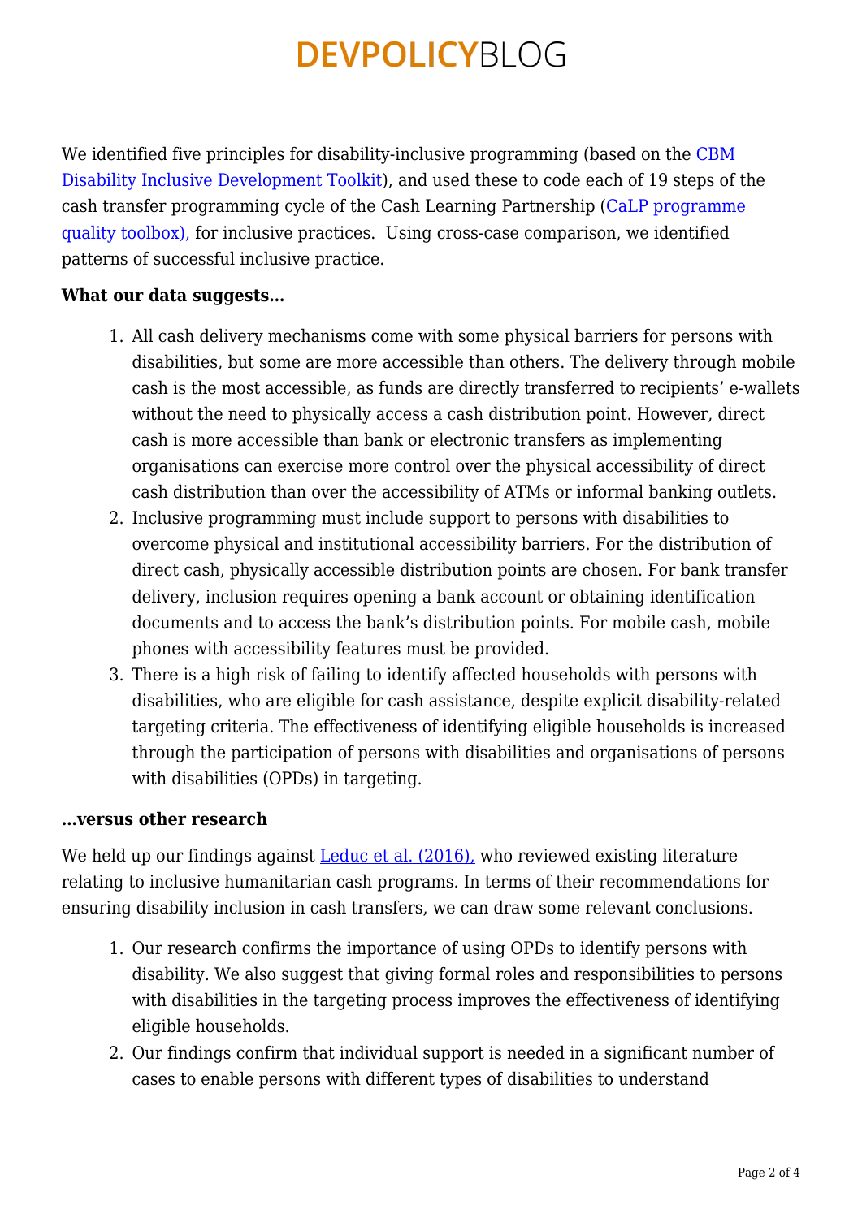We identified five principles for disability-inclusive programming (based on the [CBM Disability Inclusive Development Toolkit](#)), and used these to code each of 19 steps of the cash transfer programming cycle of the Cash Learning Partnership ([CaLP programme quality toolbox),](#) for inclusive practices. Using cross-case comparison, we identified patterns of successful inclusive practice.

**What our data suggests…**

1. All cash delivery mechanisms come with some physical barriers for persons with disabilities, but some are more accessible than others. The delivery through mobile cash is the most accessible, as funds are directly transferred to recipients' e-wallets without the need to physically access a cash distribution point. However, direct cash is more accessible than bank or electronic transfers as implementing organisations can exercise more control over the physical accessibility of direct cash distribution than over the accessibility of ATMs or informal banking outlets.
2. Inclusive programming must include support to persons with disabilities to overcome physical and institutional accessibility barriers. For the distribution of direct cash, physically accessible distribution points are chosen. For bank transfer delivery, inclusion requires opening a bank account or obtaining identification documents and to access the bank's distribution points. For mobile cash, mobile phones with accessibility features must be provided.
3. There is a high risk of failing to identify affected households with persons with disabilities, who are eligible for cash assistance, despite explicit disability-related targeting criteria. The effectiveness of identifying eligible households is increased through the participation of persons with disabilities and organisations of persons with disabilities (OPDs) in targeting.

**…versus other research**

We held up our findings against [Leduc et al. (2016),](#) who reviewed existing literature relating to inclusive humanitarian cash programs. In terms of their recommendations for ensuring disability inclusion in cash transfers, we can draw some relevant conclusions.

1. Our research confirms the importance of using OPDs to identify persons with disability. We also suggest that giving formal roles and responsibilities to persons with disabilities in the targeting process improves the effectiveness of identifying eligible households.
2. Our findings confirm that individual support is needed in a significant number of cases to enable persons with different types of disabilities to understand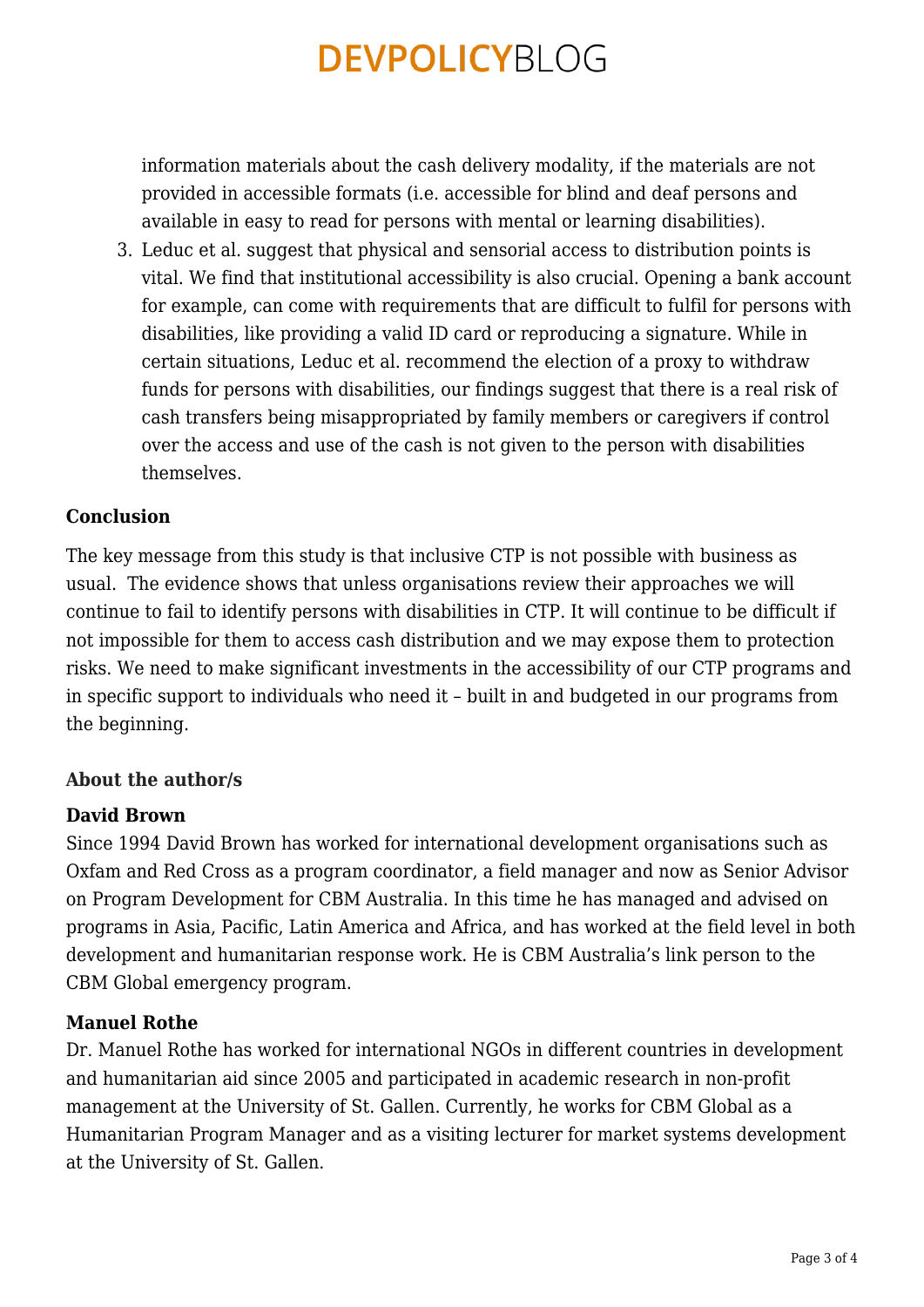information materials about the cash delivery modality, if the materials are not provided in accessible formats (i.e. accessible for blind and deaf persons and available in easy to read for persons with mental or learning disabilities).

3. Leduc et al. suggest that physical and sensorial access to distribution points is vital. We find that institutional accessibility is also crucial. Opening a bank account for example, can come with requirements that are difficult to fulfil for persons with disabilities, like providing a valid ID card or reproducing a signature. While in certain situations, Leduc et al. recommend the election of a proxy to withdraw funds for persons with disabilities, our findings suggest that there is a real risk of cash transfers being misappropriated by family members or caregivers if control over the access and use of the cash is not given to the person with disabilities themselves.

**Conclusion**

The key message from this study is that inclusive CTP is not possible with business as usual. The evidence shows that unless organisations review their approaches we will continue to fail to identify persons with disabilities in CTP. It will continue to be difficult if not impossible for them to access cash distribution and we may expose them to protection risks. We need to make significant investments in the accessibility of our CTP programs and in specific support to individuals who need it – built in and budgeted in our programs from the beginning.

**About the author/s**

**David Brown**

Since 1994 David Brown has worked for international development organisations such as Oxfam and Red Cross as a program coordinator, a field manager and now as Senior Advisor on Program Development for CBM Australia. In this time he has managed and advised on programs in Asia, Pacific, Latin America and Africa, and has worked at the field level in both development and humanitarian response work. He is CBM Australia's link person to the CBM Global emergency program.

**Manuel Rothe**

Dr. Manuel Rothe has worked for international NGOs in different countries in development and humanitarian aid since 2005 and participated in academic research in non-profit management at the University of St. Gallen. Currently, he works for CBM Global as a Humanitarian Program Manager and as a visiting lecturer for market systems development at the University of St. Gallen.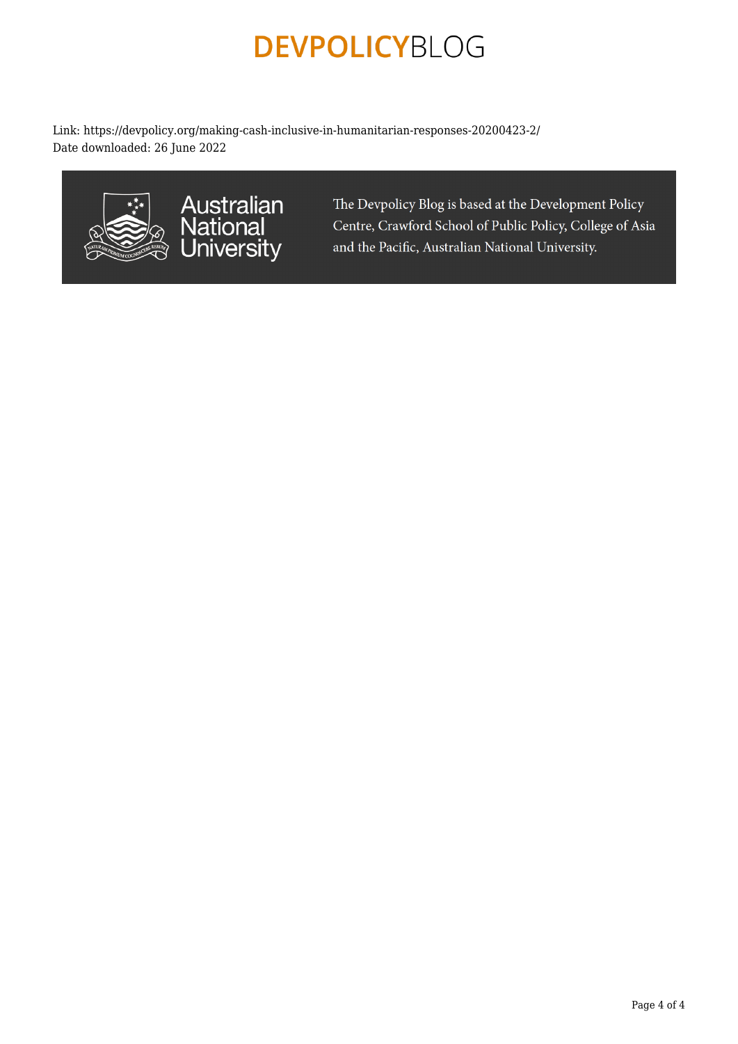Link: https://devpolicy.org/making-cash-inclusive-in-humanitarian-responses-20200423-2/
Date downloaded: 26 June 2022

Australian National University

The Devpolicy Blog is based at the Development Policy Centre, Crawford School of Public Policy, College of Asia and the Pacific, Australian National University.